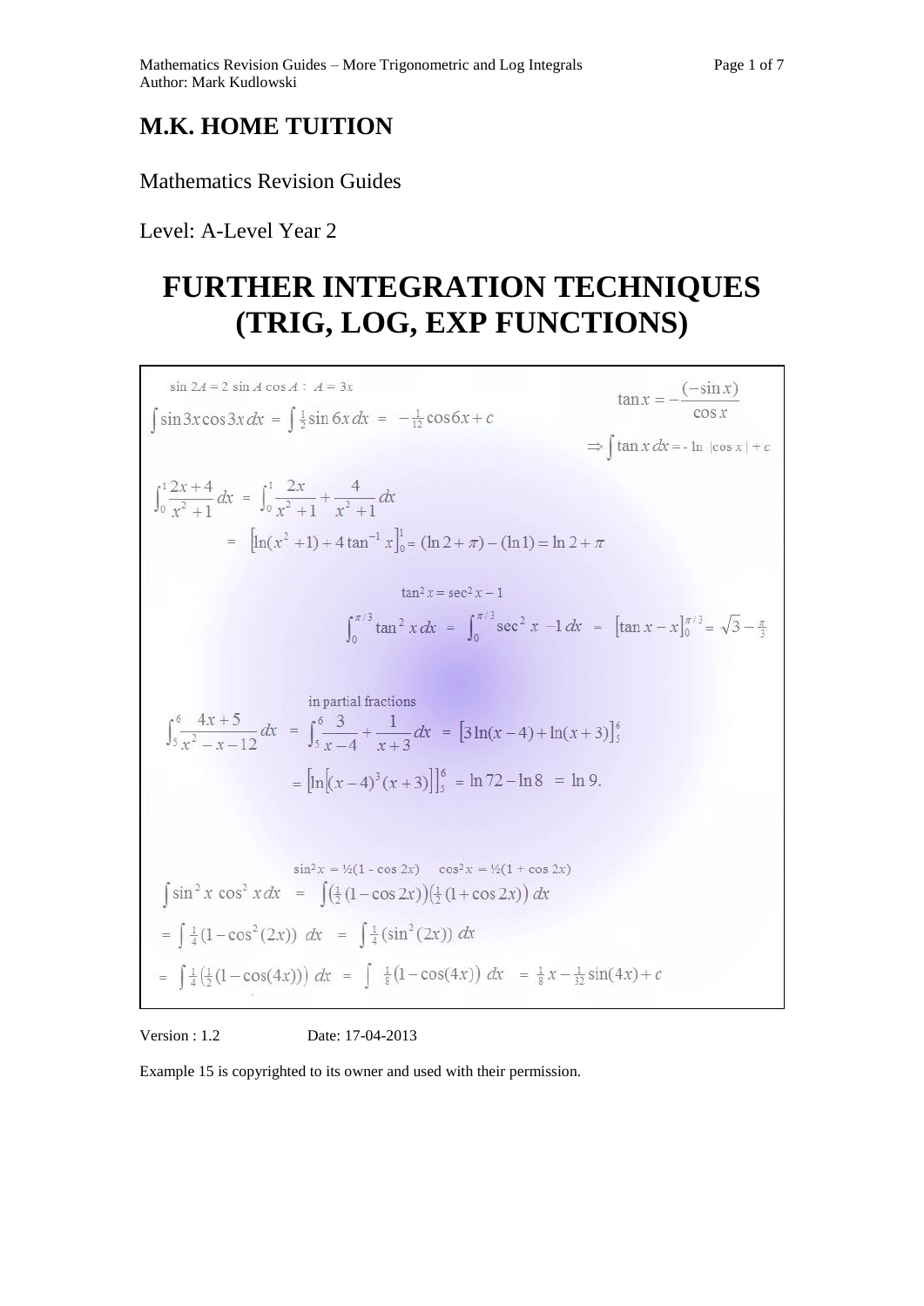**M.K. HOME TUITION**

Mathematics Revision Guides

Level: A-Level Year 2

# FURTHER INTEGRATION TECHNIQUES (TRIG, LOG, EXP FUNCTIONS)

$\sin 2A = 2 \sin A \cos A \; : \; A = 3x$

$$\int \sin 3x \cos 3x \, dx = \int \tfrac{1}{2} \sin 6x \, dx = -\tfrac{1}{12}\cos 6x + c$$

$$\tan x = -\frac{(-\sin x)}{\cos x}$$

$$\Rightarrow \int \tan x \, dx = -\ln |\cos x| + c$$

$$\int_0^1 \frac{2x+4}{x^2+1} dx = \int_0^1 \frac{2x}{x^2+1} + \frac{4}{x^2+1} dx$$

$$= \left[\ln(x^2+1) + 4\tan^{-1} x\right]_0^1 = (\ln 2 + \pi) - (\ln 1) = \ln 2 + \pi$$

$\tan^2 x = \sec^2 x - 1$

$$\int_0^{\pi/3} \tan^2 x \, dx = \int_0^{\pi/3} \sec^2 x - 1 \, dx = \left[\tan x - x\right]_0^{\pi/3} = \sqrt{3} - \tfrac{\pi}{3}$$

in partial fractions

$$\int_5^6 \frac{4x+5}{x^2-x-12} dx = \int_5^6 \frac{3}{x-4} + \frac{1}{x+3} dx = \left[3\ln(x-4) + \ln(x+3)\right]_5^6$$

$$= \left[\ln\left[(x-4)^3(x+3)\right]\right]_5^6 = \ln 72 - \ln 8 = \ln 9.$$

$\sin^2 x = ½(1 - \cos 2x) \quad \cos^2 x = ½(1 + \cos 2x)$

$$\int \sin^2 x \cos^2 x \, dx = \int \left(\tfrac{1}{2}(1-\cos 2x)\right)\left(\tfrac{1}{2}(1+\cos 2x)\right) dx$$

$$= \int \tfrac{1}{4}(1-\cos^2(2x)) \, dx = \int \tfrac{1}{4}(\sin^2(2x)) \, dx$$

$$= \int \tfrac{1}{4}\left(\tfrac{1}{2}(1-\cos(4x))\right) dx = \int \tfrac{1}{8}(1-\cos(4x)) \, dx = \tfrac{1}{8}x - \tfrac{1}{32}\sin(4x) + c$$

Version : 1.2 Date: 17-04-2013

Example 15 is copyrighted to its owner and used with their permission.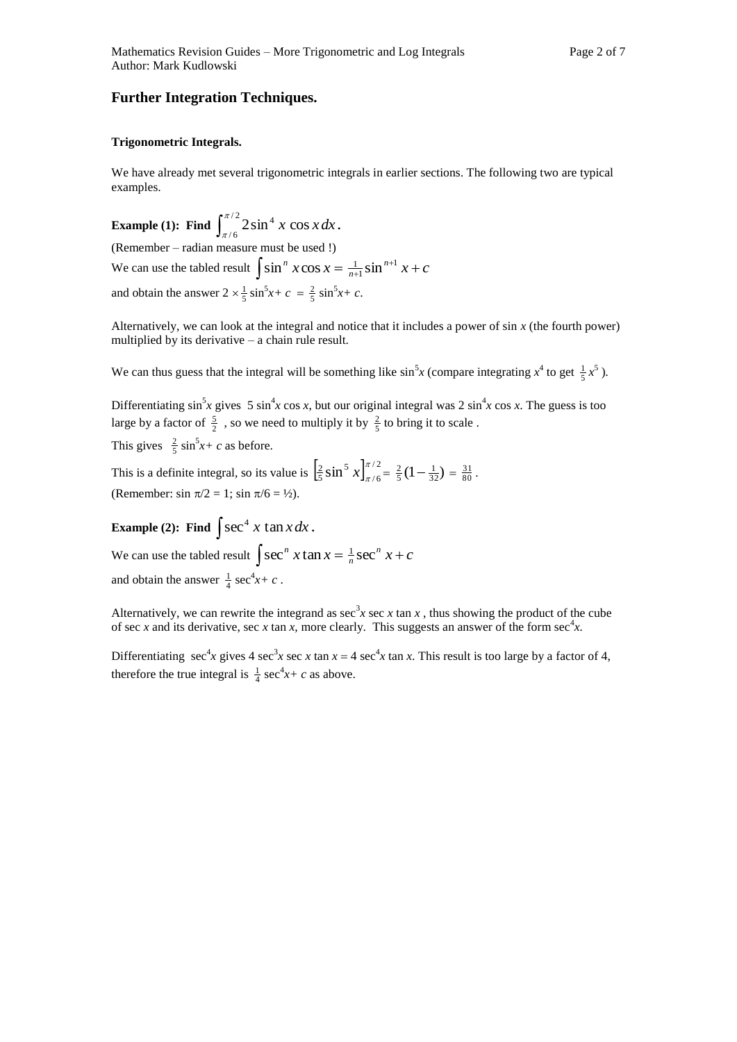## Further Integration Techniques.

### Trigonometric Integrals.

We have already met several trigonometric integrals in earlier sections. The following two are typical examples.

**Example (1): Find $\int_{\pi/6}^{\pi/2} 2\sin^4 x \cos x \, dx$.**

(Remember – radian measure must be used !)

We can use the tabled result $\int \sin^n x \cos x = \frac{1}{n+1}\sin^{n+1} x + c$

and obtain the answer $2 \times \frac{1}{5}\sin^5 x + c = \frac{2}{5}\sin^5 x + c$.

Alternatively, we can look at the integral and notice that it includes a power of sin *x* (the fourth power) multiplied by its derivative – a chain rule result.

We can thus guess that the integral will be something like $\sin^5 x$ (compare integrating $x^4$ to get $\frac{1}{5}x^5$).

Differentiating $\sin^5 x$ gives $5\sin^4 x \cos x$, but our original integral was $2\sin^4 x \cos x$. The guess is too large by a factor of $\frac{5}{2}$, so we need to multiply it by $\frac{2}{5}$ to bring it to scale .

This gives $\frac{2}{5}\sin^5 x + c$ as before.

This is a definite integral, so its value is $\left[\frac{2}{5}\sin^5 x\right]_{\pi/6}^{\pi/2} = \frac{2}{5}\left(1 - \frac{1}{32}\right) = \frac{31}{80}$.

(Remember: $\sin \pi/2 = 1$; $\sin \pi/6 = ½$).

**Example (2): Find $\int \sec^4 x \tan x \, dx$.**

We can use the tabled result $\int \sec^n x \tan x = \frac{1}{n}\sec^n x + c$

and obtain the answer $\frac{1}{4}\sec^4 x + c$ .

Alternatively, we can rewrite the integrand as $\sec^3 x \sec x \tan x$ , thus showing the product of the cube of sec *x* and its derivative, sec *x* tan *x*, more clearly. This suggests an answer of the form $\sec^4 x$.

Differentiating $\sec^4 x$ gives $4\sec^3 x \sec x \tan x = 4\sec^4 x \tan x$. This result is too large by a factor of 4, therefore the true integral is $\frac{1}{4}\sec^4 x + c$ as above.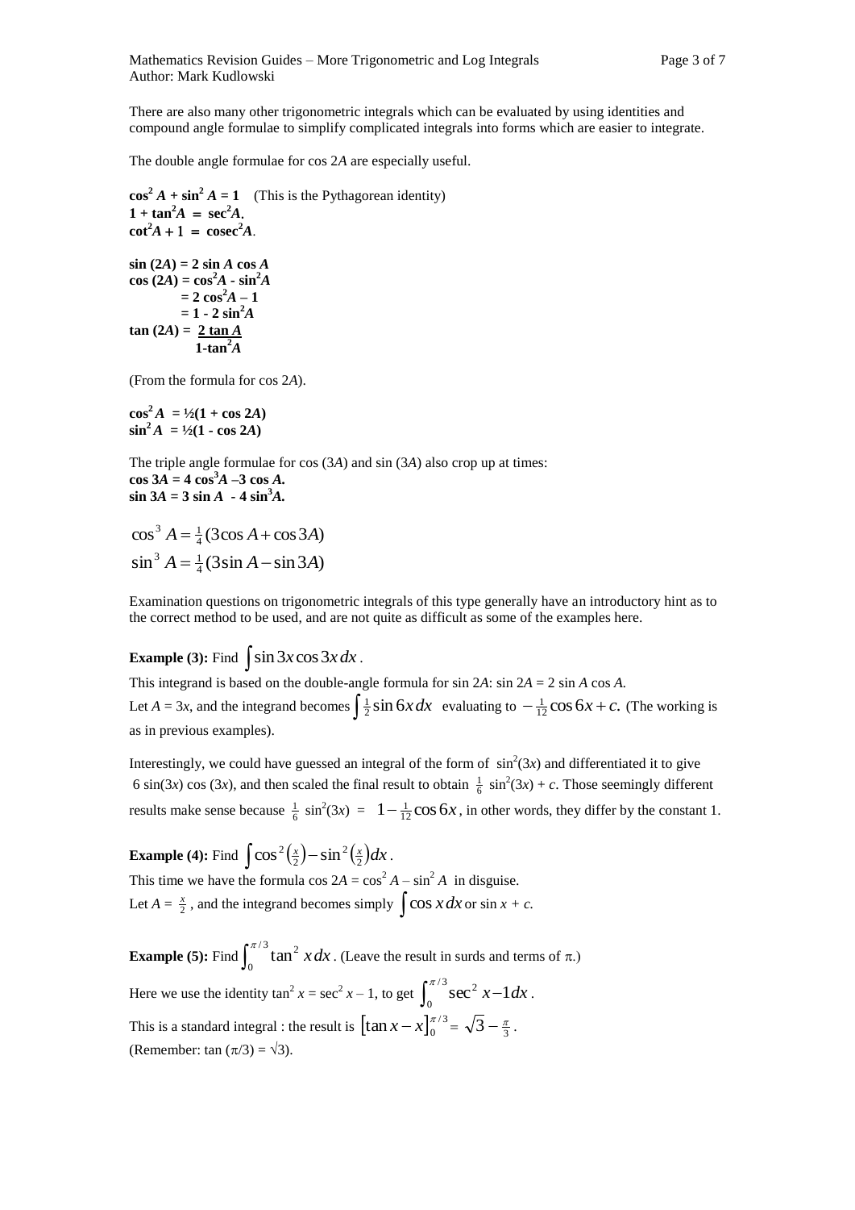There are also many other trigonometric integrals which can be evaluated by using identities and compound angle formulae to simplify complicated integrals into forms which are easier to integrate.

The double angle formulae for cos 2*A* are especially useful.

$\mathbf{\cos^2 A + \sin^2 A = 1}$ (This is the Pythagorean identity)
$\mathbf{1 + \tan^2 A = \sec^2 A}$.
$\mathbf{\cot^2 A + 1 = \text{cosec}^2 A}$.

$\mathbf{\sin(2A) = 2\sin A\cos A}$
$\mathbf{\cos(2A) = \cos^2 A - \sin^2 A}$
$\mathbf{= 2\cos^2 A - 1}$
$\mathbf{= 1 - 2\sin^2 A}$
$\mathbf{\tan(2A) = \dfrac{2\tan A}{1 - \tan^2 A}}$

(From the formula for cos 2*A*).

$\mathbf{\cos^2 A = \tfrac{1}{2}(1 + \cos 2A)}$
$\mathbf{\sin^2 A = \tfrac{1}{2}(1 - \cos 2A)}$

The triple angle formulae for cos (3*A*) and sin (3*A*) also crop up at times:
$\mathbf{\cos 3A = 4\cos^3 A - 3\cos A}$.
$\mathbf{\sin 3A = 3\sin A - 4\sin^3 A}$.

$$\cos^3 A = \tfrac{1}{4}(3\cos A + \cos 3A)$$
$$\sin^3 A = \tfrac{1}{4}(3\sin A - \sin 3A)$$

Examination questions on trigonometric integrals of this type generally have an introductory hint as to the correct method to be used, and are not quite as difficult as some of the examples here.

**Example (3):** Find $\int \sin 3x \cos 3x \, dx$.

This integrand is based on the double-angle formula for sin 2*A*: sin 2*A* = 2 sin *A* cos *A*.

Let *A* = 3*x*, and the integrand becomes $\int \tfrac{1}{2}\sin 6x \, dx$ evaluating to $-\tfrac{1}{12}\cos 6x + c.$ (The working is as in previous examples).

Interestingly, we could have guessed an integral of the form of $\sin^2(3x)$ and differentiated it to give $6\sin(3x)\cos(3x)$, and then scaled the final result to obtain $\tfrac{1}{6}\sin^2(3x) + c$. Those seemingly different results make sense because $\tfrac{1}{6}\sin^2(3x) = 1 - \tfrac{1}{12}\cos 6x$, in other words, they differ by the constant 1.

**Example (4):** Find $\int \cos^2\left(\tfrac{x}{2}\right) - \sin^2\left(\tfrac{x}{2}\right) dx$.

This time we have the formula $\cos 2A = \cos^2 A - \sin^2 A$ in disguise.

Let $A = \tfrac{x}{2}$, and the integrand becomes simply $\int \cos x \, dx$ or $\sin x + c$.

**Example (5):** Find $\int_0^{\pi/3} \tan^2 x \, dx$. (Leave the result in surds and terms of $\pi$.)

Here we use the identity $\tan^2 x = \sec^2 x - 1$, to get $\int_0^{\pi/3} \sec^2 x - 1 dx$.

This is a standard integral : the result is $\left[\tan x - x\right]_0^{\pi/3} = \sqrt{3} - \tfrac{\pi}{3}$.

(Remember: $\tan(\pi/3) = \sqrt{3}$).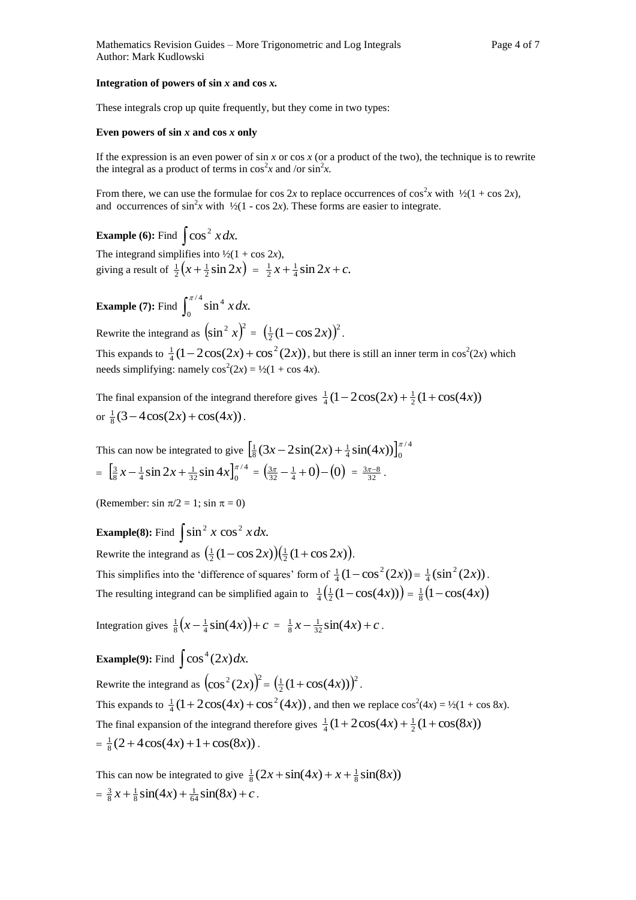**Integration of powers of sin *x* and cos *x*.**

These integrals crop up quite frequently, but they come in two types:

**Even powers of sin *x* and cos *x* only**

If the expression is an even power of sin *x* or cos *x* (or a product of the two), the technique is to rewrite the integral as a product of terms in $\cos^2 x$ and /or $\sin^2 x$.

From there, we can use the formulae for cos 2*x* to replace occurrences of $\cos^2 x$ with ½(1 + cos 2*x*), and occurrences of $\sin^2 x$ with ½(1 - cos 2*x*). These forms are easier to integrate.

**Example (6):** Find $\int \cos^2 x\,dx.$

The integrand simplifies into ½(1 + cos 2*x*),
giving a result of $\frac{1}{2}\left(x + \frac{1}{2}\sin 2x\right) = \frac{1}{2}x + \frac{1}{4}\sin 2x + c.$

**Example (7):** Find $\int_0^{\pi/4} \sin^4 x\,dx.$

Rewrite the integrand as $\left(\sin^2 x\right)^2 = \left(\frac{1}{2}(1-\cos 2x)\right)^2$.

This expands to $\frac{1}{4}(1 - 2\cos(2x) + \cos^2(2x))$, but there is still an inner term in $\cos^2(2x)$ which needs simplifying: namely $\cos^2(2x)$ = ½(1 + cos 4*x*).

The final expansion of the integrand therefore gives $\frac{1}{4}(1 - 2\cos(2x) + \frac{1}{2}(1 + \cos(4x))$ or $\frac{1}{8}(3 - 4\cos(2x) + \cos(4x))$.

This can now be integrated to give $\left[\frac{1}{8}(3x - 2\sin(2x) + \frac{1}{4}\sin(4x))\right]_0^{\pi/4}$
$= \left[\frac{3}{8}x - \frac{1}{4}\sin 2x + \frac{1}{32}\sin 4x\right]_0^{\pi/4} = \left(\frac{3\pi}{32} - \frac{1}{4} + 0\right) - (0) = \frac{3\pi - 8}{32}$.

(Remember: sin π/2 = 1; sin π = 0)

**Example(8):** Find $\int \sin^2 x \cos^2 x\,dx.$

Rewrite the integrand as $\left(\frac{1}{2}(1-\cos 2x)\right)\left(\frac{1}{2}(1+\cos 2x)\right)$.

This simplifies into the 'difference of squares' form of $\frac{1}{4}(1 - \cos^2(2x)) = \frac{1}{4}(\sin^2(2x))$.

The resulting integrand can be simplified again to $\frac{1}{4}\left(\frac{1}{2}(1 - \cos(4x))\right) = \frac{1}{8}\left(1 - \cos(4x)\right)$

Integration gives $\frac{1}{8}\left(x - \frac{1}{4}\sin(4x)\right) + c = \frac{1}{8}x - \frac{1}{32}\sin(4x) + c$.

**Example(9):** Find $\int \cos^4(2x)\,dx.$

Rewrite the integrand as $\left(\cos^2(2x)\right)^2 = \left(\frac{1}{2}(1 + \cos(4x))\right)^2$.

This expands to $\frac{1}{4}(1 + 2\cos(4x) + \cos^2(4x))$, and then we replace $\cos^2(4x)$ = ½(1 + cos 8*x*).

The final expansion of the integrand therefore gives $\frac{1}{4}(1 + 2\cos(4x) + \frac{1}{2}(1 + \cos(8x))$
$= \frac{1}{8}(2 + 4\cos(4x) + 1 + \cos(8x))$.

This can now be integrated to give $\frac{1}{8}(2x + \sin(4x) + x + \frac{1}{8}\sin(8x))$
$= \frac{3}{8}x + \frac{1}{8}\sin(4x) + \frac{1}{64}\sin(8x) + c$.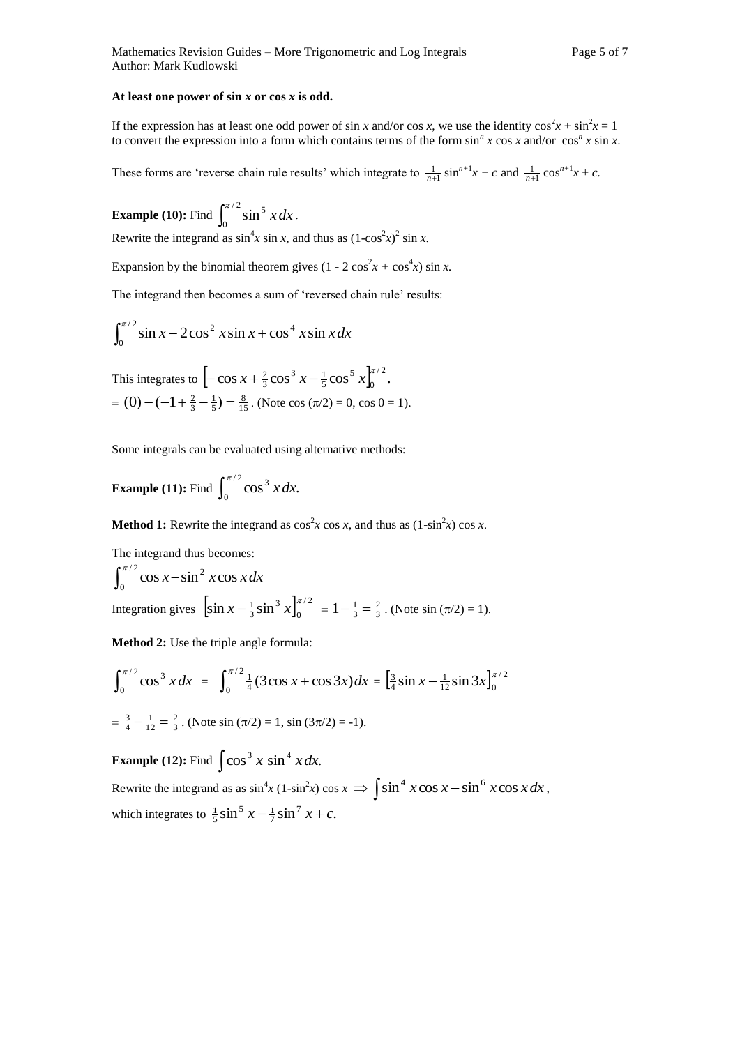**At least one power of sin *x* or cos *x* is odd.**

If the expression has at least one odd power of sin *x* and/or cos *x*, we use the identity $\cos^2 x + \sin^2 x = 1$ to convert the expression into a form which contains terms of the form $\sin^n x \cos x$ and/or $\cos^n x \sin x$.

These forms are 'reverse chain rule results' which integrate to $\frac{1}{n+1}\sin^{n+1}x + c$ and $\frac{1}{n+1}\cos^{n+1}x + c$.

**Example (10):** Find $\int_0^{\pi/2} \sin^5 x\, dx$.

Rewrite the integrand as $\sin^4 x \sin x$, and thus as $(1-\cos^2 x)^2 \sin x$.

Expansion by the binomial theorem gives $(1 - 2\cos^2 x + \cos^4 x) \sin x$.

The integrand then becomes a sum of 'reversed chain rule' results:

$$\int_0^{\pi/2} \sin x - 2\cos^2 x \sin x + \cos^4 x \sin x\, dx$$

This integrates to $\left[-\cos x + \frac{2}{3}\cos^3 x - \frac{1}{5}\cos^5 x\right]_0^{\pi/2}$.

$= (0) - (-1 + \frac{2}{3} - \frac{1}{5}) = \frac{8}{15}$. (Note $\cos(\pi/2) = 0$, $\cos 0 = 1$).

Some integrals can be evaluated using alternative methods:

**Example (11):** Find $\int_0^{\pi/2} \cos^3 x\, dx.$

**Method 1:** Rewrite the integrand as $\cos^2 x \cos x$, and thus as $(1-\sin^2 x) \cos x$.

The integrand thus becomes:

$$\int_0^{\pi/2} \cos x - \sin^2 x \cos x\, dx$$

Integration gives $\left[\sin x - \frac{1}{3}\sin^3 x\right]_0^{\pi/2} = 1 - \frac{1}{3} = \frac{2}{3}$. (Note $\sin(\pi/2) = 1$).

**Method 2:** Use the triple angle formula:

$$\int_0^{\pi/2} \cos^3 x\, dx = \int_0^{\pi/2} \tfrac{1}{4}(3\cos x + \cos 3x)\, dx = \left[\tfrac{3}{4}\sin x - \tfrac{1}{12}\sin 3x\right]_0^{\pi/2}$$

$= \frac{3}{4} - \frac{1}{12} = \frac{2}{3}$. (Note $\sin(\pi/2) = 1$, $\sin(3\pi/2) = -1$).

**Example (12):** Find $\int \cos^3 x \sin^4 x\, dx.$

Rewrite the integrand as as $\sin^4 x (1-\sin^2 x) \cos x \Rightarrow \int \sin^4 x \cos x - \sin^6 x \cos x\, dx$,

which integrates to $\frac{1}{5}\sin^5 x - \frac{1}{7}\sin^7 x + c.$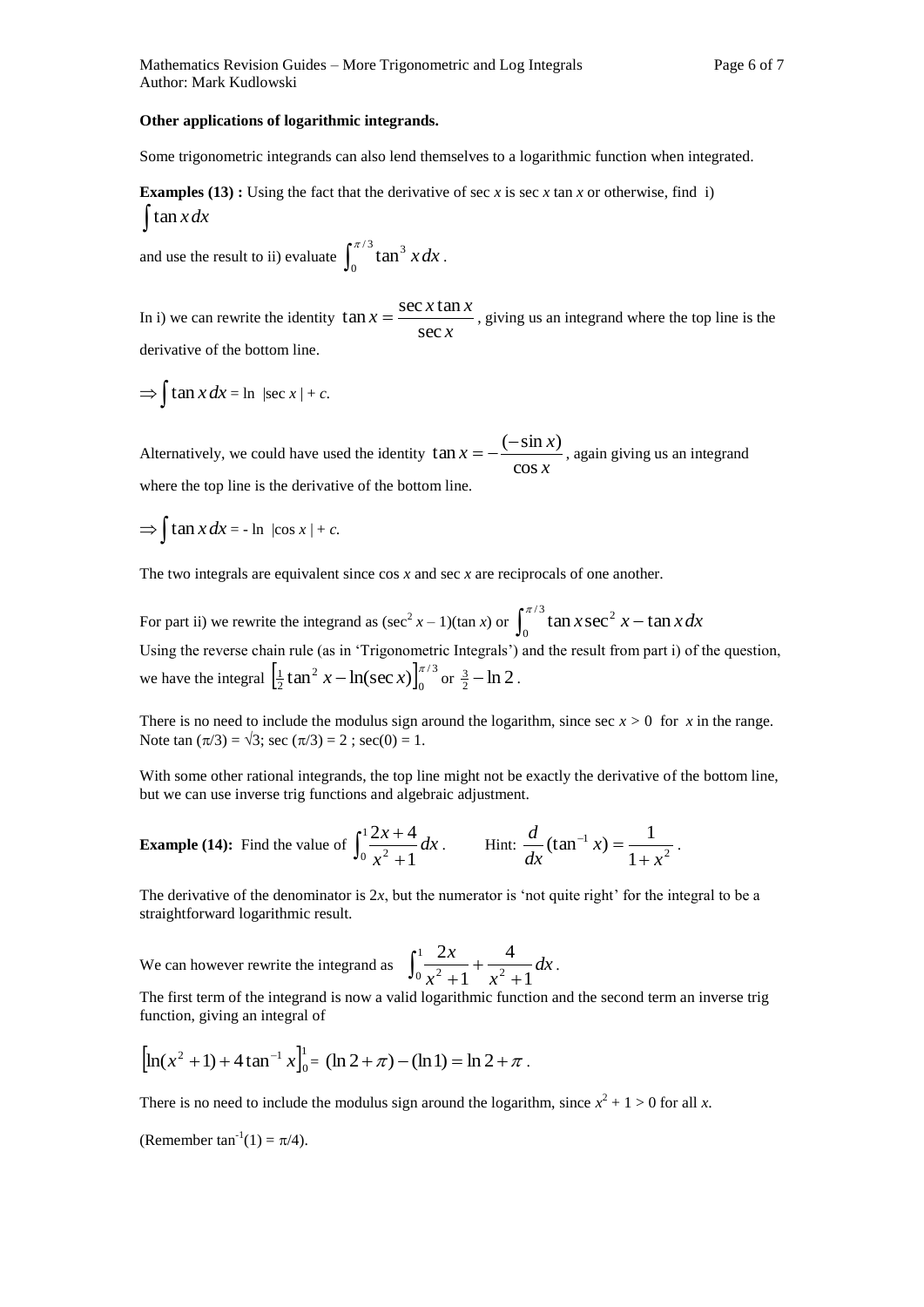**Other applications of logarithmic integrands.**

Some trigonometric integrands can also lend themselves to a logarithmic function when integrated.

**Examples (13) :** Using the fact that the derivative of sec *x* is sec *x* tan *x* or otherwise, find i) $\int \tan x \, dx$

and use the result to ii) evaluate $\int_0^{\pi/3} \tan^3 x \, dx$.

In i) we can rewrite the identity $\tan x = \frac{\sec x \tan x}{\sec x}$, giving us an integrand where the top line is the derivative of the bottom line.

$\Rightarrow \int \tan x \, dx = \ln |\sec x| + c.$

Alternatively, we could have used the identity $\tan x = -\frac{(-\sin x)}{\cos x}$, again giving us an integrand where the top line is the derivative of the bottom line.

$\Rightarrow \int \tan x \, dx = -\ln |\cos x| + c.$

The two integrals are equivalent since cos *x* and sec *x* are reciprocals of one another.

For part ii) we rewrite the integrand as $(\sec^2 x - 1)(\tan x)$ or $\int_0^{\pi/3} \tan x \sec^2 x - \tan x \, dx$

Using the reverse chain rule (as in 'Trigonometric Integrals') and the result from part i) of the question, we have the integral $\left[\frac{1}{2}\tan^2 x - \ln(\sec x)\right]_0^{\pi/3}$ or $\frac{3}{2} - \ln 2$.

There is no need to include the modulus sign around the logarithm, since $\sec x > 0$ for $x$ in the range. Note $\tan(\pi/3) = \sqrt{3}$; $\sec(\pi/3) = 2$ ; $\sec(0) = 1$.

With some other rational integrands, the top line might not be exactly the derivative of the bottom line, but we can use inverse trig functions and algebraic adjustment.

**Example (14):** Find the value of $\int_0^1 \frac{2x+4}{x^2+1} dx$.  Hint: $\frac{d}{dx}(\tan^{-1} x) = \frac{1}{1+x^2}$.

The derivative of the denominator is $2x$, but the numerator is 'not quite right' for the integral to be a straightforward logarithmic result.

We can however rewrite the integrand as $\int_0^1 \frac{2x}{x^2+1} + \frac{4}{x^2+1} dx$.

The first term of the integrand is now a valid logarithmic function and the second term an inverse trig function, giving an integral of

$$\left[\ln(x^2+1) + 4\tan^{-1} x\right]_0^1 = (\ln 2 + \pi) - (\ln 1) = \ln 2 + \pi.$$

There is no need to include the modulus sign around the logarithm, since $x^2 + 1 > 0$ for all $x$.

(Remember $\tan^{-1}(1) = \pi/4$).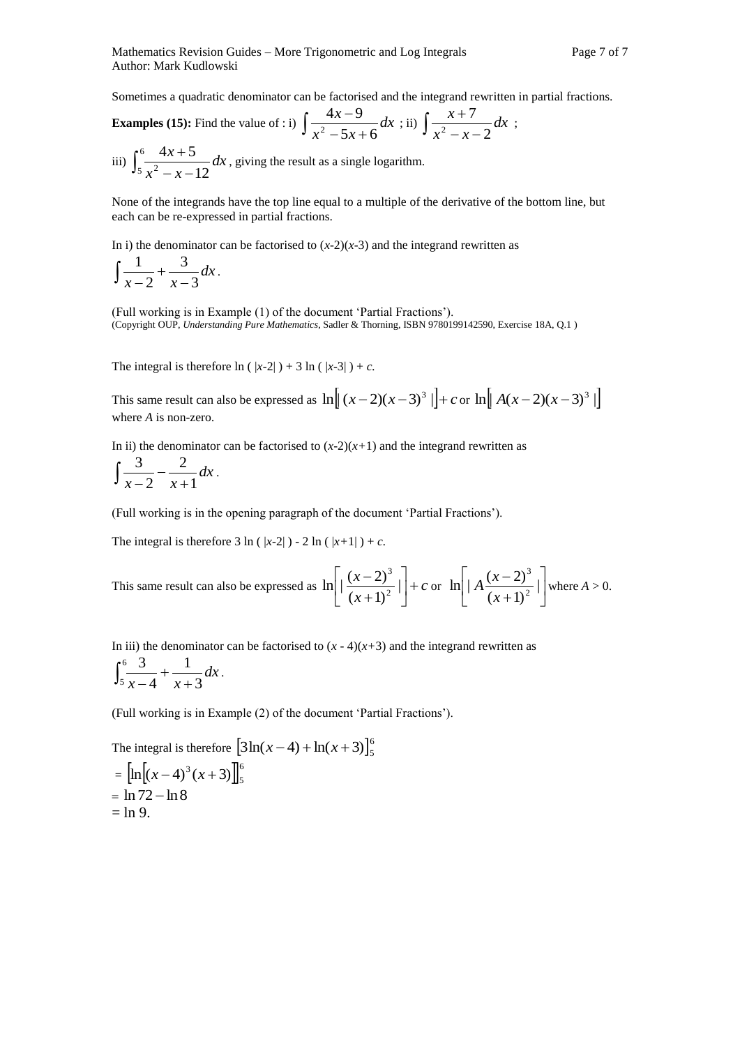Sometimes a quadratic denominator can be factorised and the integrand rewritten in partial fractions.

**Examples (15):** Find the value of : i) $\int \frac{4x-9}{x^2-5x+6}\,dx$ ; ii) $\int \frac{x+7}{x^2-x-2}\,dx$ ;

iii) $\int_5^6 \frac{4x+5}{x^2-x-12}\,dx$, giving the result as a single logarithm.

None of the integrands have the top line equal to a multiple of the derivative of the bottom line, but each can be re-expressed in partial fractions.

In i) the denominator can be factorised to $(x-2)(x-3)$ and the integrand rewritten as

$$\int \frac{1}{x-2} + \frac{3}{x-3}\,dx.$$

(Full working is in Example (1) of the document 'Partial Fractions').
(Copyright OUP, *Understanding Pure Mathematics*, Sadler & Thorning, ISBN 9780199142590, Exercise 18A, Q.1 )

The integral is therefore $\ln(\,|x-2|\,) + 3\ln(\,|x-3|\,) + c$.

This same result can also be expressed as $\ln\left[\,|\,(x-2)(x-3)^3\,|\,\right] + c$ or $\ln\left[\,|\,A(x-2)(x-3)^3\,|\,\right]$ where $A$ is non-zero.

In ii) the denominator can be factorised to $(x-2)(x+1)$ and the integrand rewritten as

$$\int \frac{3}{x-2} - \frac{2}{x+1}\,dx.$$

(Full working is in the opening paragraph of the document 'Partial Fractions').

The integral is therefore $3\ln(\,|x-2|\,) - 2\ln(\,|x+1|\,) + c$.

This same result can also be expressed as $\ln\left[\,|\,\frac{(x-2)^3}{(x+1)^2}\,|\,\right] + c$ or $\ln\left[\,|\,A\frac{(x-2)^3}{(x+1)^2}\,|\,\right]$ where $A > 0$.

In iii) the denominator can be factorised to $(x-4)(x+3)$ and the integrand rewritten as

$$\int_5^6 \frac{3}{x-4} + \frac{1}{x+3}\,dx.$$

(Full working is in Example (2) of the document 'Partial Fractions').

The integral is therefore $\left[3\ln(x-4) + \ln(x+3)\right]_5^6$

$= \left[\ln\left[(x-4)^3(x+3)\right]\right]_5^6$

$= \ln 72 - \ln 8$

$= \ln 9$.